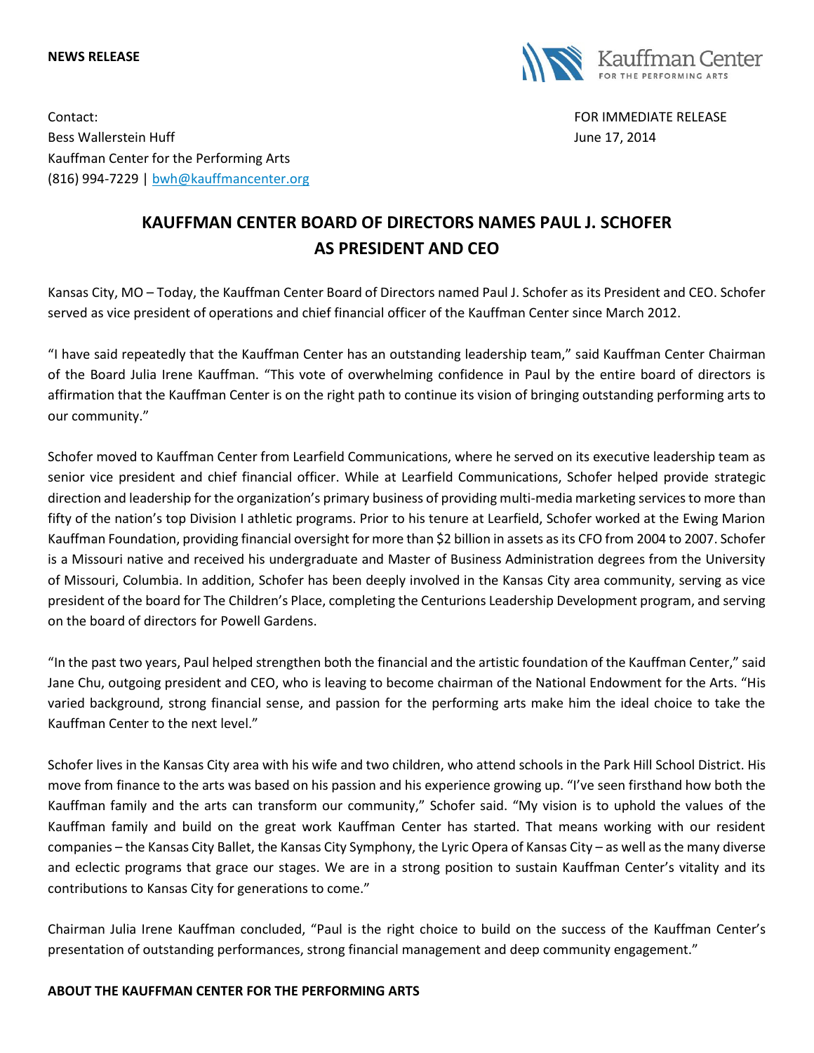**NEWS RELEASE**

Kauffman Center
FOR THE PERFORMING ARTS

Contact:
Bess Wallerstein Huff
Kauffman Center for the Performing Arts
(816) 994-7229 | bwh@kauffmancenter.org

FOR IMMEDIATE RELEASE
June 17, 2014

# KAUFFMAN CENTER BOARD OF DIRECTORS NAMES PAUL J. SCHOFER AS PRESIDENT AND CEO

Kansas City, MO – Today, the Kauffman Center Board of Directors named Paul J. Schofer as its President and CEO. Schofer served as vice president of operations and chief financial officer of the Kauffman Center since March 2012.

"I have said repeatedly that the Kauffman Center has an outstanding leadership team," said Kauffman Center Chairman of the Board Julia Irene Kauffman. "This vote of overwhelming confidence in Paul by the entire board of directors is affirmation that the Kauffman Center is on the right path to continue its vision of bringing outstanding performing arts to our community."

Schofer moved to Kauffman Center from Learfield Communications, where he served on its executive leadership team as senior vice president and chief financial officer. While at Learfield Communications, Schofer helped provide strategic direction and leadership for the organization's primary business of providing multi-media marketing services to more than fifty of the nation's top Division I athletic programs. Prior to his tenure at Learfield, Schofer worked at the Ewing Marion Kauffman Foundation, providing financial oversight for more than $2 billion in assets as its CFO from 2004 to 2007. Schofer is a Missouri native and received his undergraduate and Master of Business Administration degrees from the University of Missouri, Columbia. In addition, Schofer has been deeply involved in the Kansas City area community, serving as vice president of the board for The Children's Place, completing the Centurions Leadership Development program, and serving on the board of directors for Powell Gardens.

"In the past two years, Paul helped strengthen both the financial and the artistic foundation of the Kauffman Center," said Jane Chu, outgoing president and CEO, who is leaving to become chairman of the National Endowment for the Arts. "His varied background, strong financial sense, and passion for the performing arts make him the ideal choice to take the Kauffman Center to the next level."

Schofer lives in the Kansas City area with his wife and two children, who attend schools in the Park Hill School District. His move from finance to the arts was based on his passion and his experience growing up. "I've seen firsthand how both the Kauffman family and the arts can transform our community," Schofer said. "My vision is to uphold the values of the Kauffman family and build on the great work Kauffman Center has started. That means working with our resident companies – the Kansas City Ballet, the Kansas City Symphony, the Lyric Opera of Kansas City – as well as the many diverse and eclectic programs that grace our stages. We are in a strong position to sustain Kauffman Center's vitality and its contributions to Kansas City for generations to come."

Chairman Julia Irene Kauffman concluded, "Paul is the right choice to build on the success of the Kauffman Center's presentation of outstanding performances, strong financial management and deep community engagement."

**ABOUT THE KAUFFMAN CENTER FOR THE PERFORMING ARTS**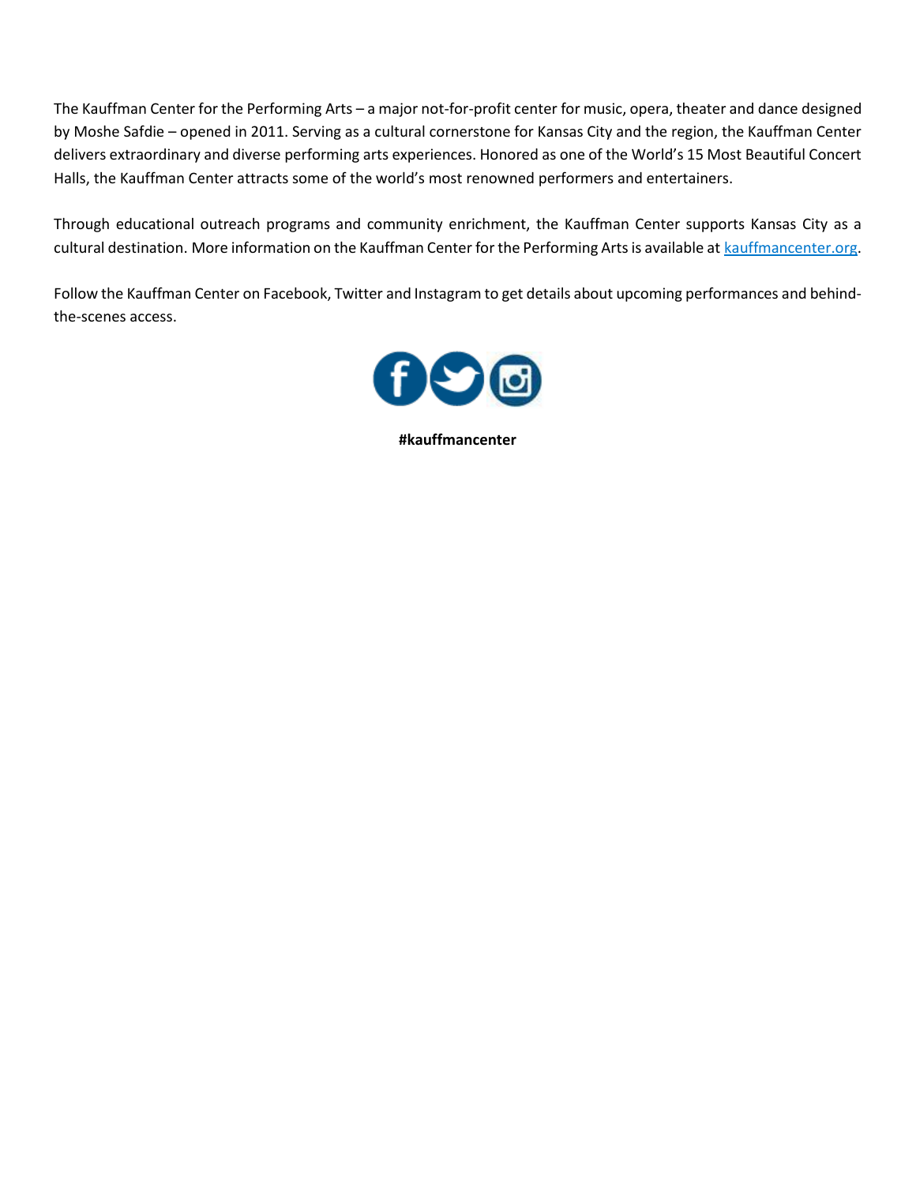The Kauffman Center for the Performing Arts – a major not-for-profit center for music, opera, theater and dance designed by Moshe Safdie – opened in 2011. Serving as a cultural cornerstone for Kansas City and the region, the Kauffman Center delivers extraordinary and diverse performing arts experiences. Honored as one of the World's 15 Most Beautiful Concert Halls, the Kauffman Center attracts some of the world's most renowned performers and entertainers.

Through educational outreach programs and community enrichment, the Kauffman Center supports Kansas City as a cultural destination. More information on the Kauffman Center for the Performing Arts is available at [kauffmancenter.org](http://kauffmancenter.org).

Follow the Kauffman Center on Facebook, Twitter and Instagram to get details about upcoming performances and behind-the-scenes access.

**#kauffmancenter**